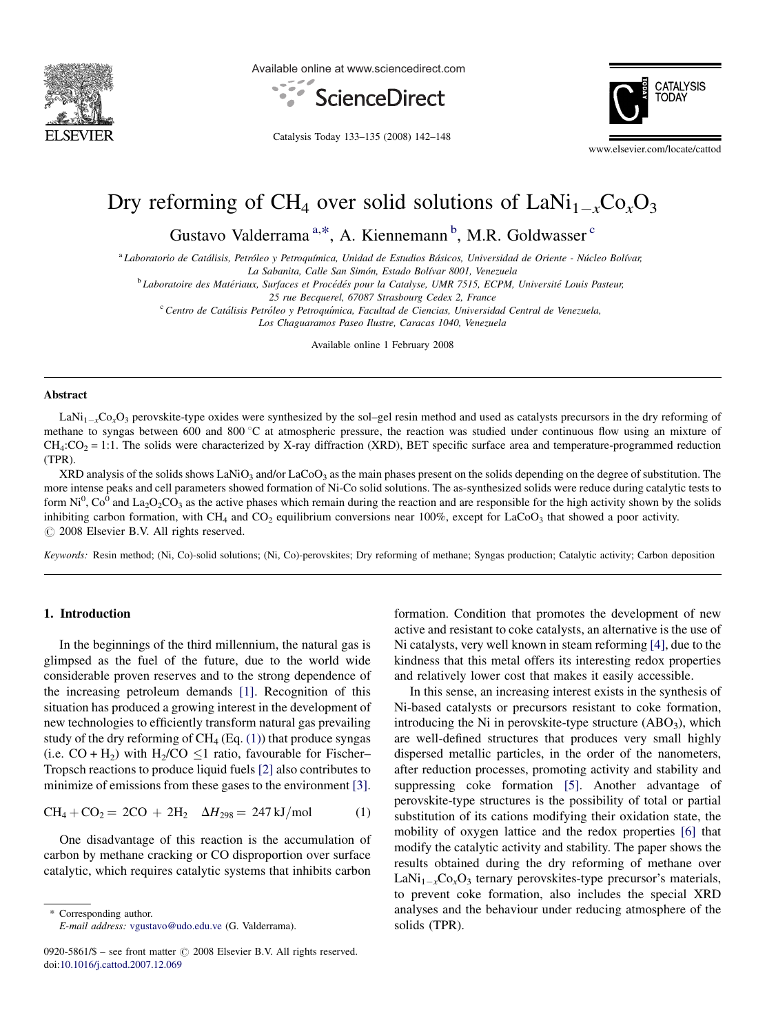# Dry reforming of $CH_4$ over solid solutions of $LaNi_{1-x}Co_xO_3$

Gustavo Valderrama [a,*], A. Kiennemann [b], M.R. Goldwasser [c]

[a] *Laboratorio de Catálisis, Petróleo y Petroquímica, Unidad de Estudios Básicos, Universidad de Oriente - Núcleo Bolívar, La Sabanita, Calle San Simón, Estado Bolívar 8001, Venezuela*

[b] *Laboratoire des Matériaux, Surfaces et Procédés pour la Catalyse, UMR 7515, ECPM, Université Louis Pasteur, 25 rue Becquerel, 67087 Strasbourg Cedex 2, France*

[c] *Centro de Catálisis Petróleo y Petroquímica, Facultad de Ciencias, Universidad Central de Venezuela, Los Chaguaramos Paseo Ilustre, Caracas 1040, Venezuela*

Available online 1 February 2008

## Abstract

$LaNi_{1-x}Co_xO_3$ perovskite-type oxides were synthesized by the sol–gel resin method and used as catalysts precursors in the dry reforming of methane to syngas between 600 and 800 °C at atmospheric pressure, the reaction was studied under continuous flow using an mixture of $CH_4$:$CO_2$ = 1:1. The solids were characterized by X-ray diffraction (XRD), BET specific surface area and temperature-programmed reduction (TPR).

XRD analysis of the solids shows $LaNiO_3$ and/or $LaCoO_3$ as the main phases present on the solids depending on the degree of substitution. The more intense peaks and cell parameters showed formation of Ni-Co solid solutions. The as-synthesized solids were reduce during catalytic tests to form $Ni^0$, $Co^0$ and $La_2O_2CO_3$ as the active phases which remain during the reaction and are responsible for the high activity shown by the solids inhibiting carbon formation, with $CH_4$ and $CO_2$ equilibrium conversions near 100%, except for $LaCoO_3$ that showed a poor activity.

© 2008 Elsevier B.V. All rights reserved.

*Keywords:* Resin method; (Ni, Co)-solid solutions; (Ni, Co)-perovskites; Dry reforming of methane; Syngas production; Catalytic activity; Carbon deposition

## 1. Introduction

In the beginnings of the third millennium, the natural gas is glimpsed as the fuel of the future, due to the world wide considerable proven reserves and to the strong dependence of the increasing petroleum demands [1]. Recognition of this situation has produced a growing interest in the development of new technologies to efficiently transform natural gas prevailing study of the dry reforming of $CH_4$ (Eq. (1)) that produce syngas (i.e. CO + $H_2$) with $H_2$/CO ≤1 ratio, favourable for Fischer–Tropsch reactions to produce liquid fuels [2] also contributes to minimize of emissions from these gases to the environment [3].

$$CH_4 + CO_2 = 2CO + 2H_2 \quad \Delta H_{298} = 247\ \text{kJ/mol} \tag{1}$$

One disadvantage of this reaction is the accumulation of carbon by methane cracking or CO disproportion over surface catalytic, which requires catalytic systems that inhibits carbon formation. Condition that promotes the development of new active and resistant to coke catalysts, an alternative is the use of Ni catalysts, very well known in steam reforming [4], due to the kindness that this metal offers its interesting redox properties and relatively lower cost that makes it easily accessible.

In this sense, an increasing interest exists in the synthesis of Ni-based catalysts or precursors resistant to coke formation, introducing the Ni in perovskite-type structure ($ABO_3$), which are well-defined structures that produces very small highly dispersed metallic particles, in the order of the nanometers, after reduction processes, promoting activity and stability and suppressing coke formation [5]. Another advantage of perovskite-type structures is the possibility of total or partial substitution of its cations modifying their oxidation state, the mobility of oxygen lattice and the redox properties [6] that modify the catalytic activity and stability. The paper shows the results obtained during the dry reforming of methane over $LaNi_{1-x}Co_xO_3$ ternary perovskites-type precursor's materials, to prevent coke formation, also includes the special XRD analyses and the behaviour under reducing atmosphere of the solids (TPR).

* Corresponding author.
*E-mail address:* vgustavo@udo.edu.ve (G. Valderrama).

0920-5861/$ – see front matter © 2008 Elsevier B.V. All rights reserved.
doi:10.1016/j.cattod.2007.12.069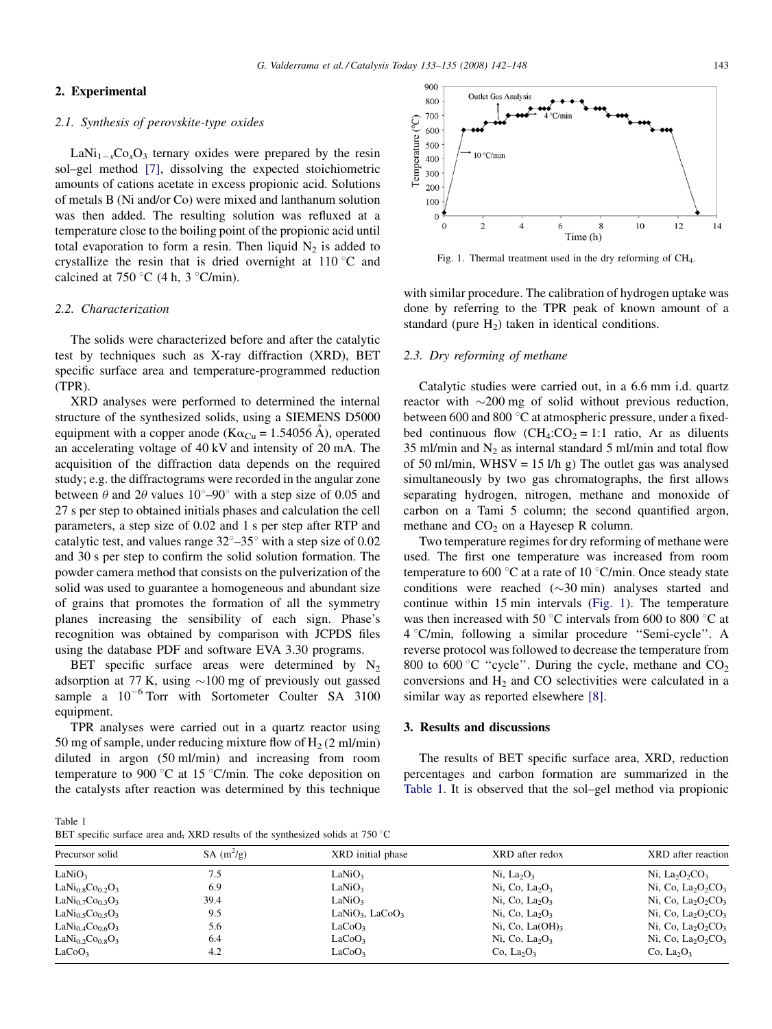## 2. Experimental

### 2.1. Synthesis of perovskite-type oxides

$LaNi_{1-x}Co_xO_3$ ternary oxides were prepared by the resin sol–gel method [7], dissolving the expected stoichiometric amounts of cations acetate in excess propionic acid. Solutions of metals B (Ni and/or Co) were mixed and lanthanum solution was then added. The resulting solution was refluxed at a temperature close to the boiling point of the propionic acid until total evaporation to form a resin. Then liquid $N_2$ is added to crystallize the resin that is dried overnight at 110 °C and calcined at 750 °C (4 h, 3 °C/min).

### 2.2. Characterization

The solids were characterized before and after the catalytic test by techniques such as X-ray diffraction (XRD), BET specific surface area and temperature-programmed reduction (TPR).

XRD analyses were performed to determined the internal structure of the synthesized solids, using a SIEMENS D5000 equipment with a copper anode ($K\alpha_{Cu}$ = 1.54056 Å), operated an accelerating voltage of 40 kV and intensity of 20 mA. The acquisition of the diffraction data depends on the required study; e.g. the diffractograms were recorded in the angular zone between $\theta$ and $2\theta$ values 10°–90° with a step size of 0.05 and 27 s per step to obtained initials phases and calculation the cell parameters, a step size of 0.02 and 1 s per step after RTP and catalytic test, and values range 32°–35° with a step size of 0.02 and 30 s per step to confirm the solid solution formation. The powder camera method that consists on the pulverization of the solid was used to guarantee a homogeneous and abundant size of grains that promotes the formation of all the symmetry planes increasing the sensibility of each sign. Phase's recognition was obtained by comparison with JCPDS files using the database PDF and software EVA 3.30 programs.

BET specific surface areas were determined by $N_2$ adsorption at 77 K, using ~100 mg of previously out gassed sample a $10^{-6}$ Torr with Sortometer Coulter SA 3100 equipment.

TPR analyses were carried out in a quartz reactor using 50 mg of sample, under reducing mixture flow of $H_2$ (2 ml/min) diluted in argon (50 ml/min) and increasing from room temperature to 900 °C at 15 °C/min. The coke deposition on the catalysts after reaction was determined by this technique with similar procedure. The calibration of hydrogen uptake was done by referring to the TPR peak of known amount of a standard (pure $H_2$) taken in identical conditions.

Fig. 1. Thermal treatment used in the dry reforming of $CH_4$.

### 2.3. Dry reforming of methane

Catalytic studies were carried out, in a 6.6 mm i.d. quartz reactor with ~200 mg of solid without previous reduction, between 600 and 800 °C at atmospheric pressure, under a fixed-bed continuous flow ($CH_4$:$CO_2$ = 1:1 ratio, Ar as diluents 35 ml/min and $N_2$ as internal standard 5 ml/min and total flow of 50 ml/min, WHSV = 15 l/h g) The outlet gas was analysed simultaneously by two gas chromatographs, the first allows separating hydrogen, nitrogen, methane and monoxide of carbon on a Tami 5 column; the second quantified argon, methane and $CO_2$ on a Hayesep R column.

Two temperature regimes for dry reforming of methane were used. The first one temperature was increased from room temperature to 600 °C at a rate of 10 °C/min. Once steady state conditions were reached (~30 min) analyses started and continue within 15 min intervals (Fig. 1). The temperature was then increased with 50 °C intervals from 600 to 800 °C at 4 °C/min, following a similar procedure "Semi-cycle". A reverse protocol was followed to decrease the temperature from 800 to 600 °C "cycle". During the cycle, methane and $CO_2$ conversions and $H_2$ and CO selectivities were calculated in a similar way as reported elsewhere [8].

## 3. Results and discussions

The results of BET specific surface area, XRD, reduction percentages and carbon formation are summarized in the Table 1. It is observed that the sol–gel method via propionic

Table 1
BET specific surface area and XRD results of the synthesized solids at 750 °C

| Precursor solid | SA ($m^2/g$) | XRD initial phase | XRD after redox | XRD after reaction |
|---|---|---|---|---|
| $LaNiO_3$ | 7.5 | $LaNiO_3$ | Ni, $La_2O_3$ | Ni, $La_2O_2CO_3$ |
| $LaNi_{0.8}Co_{0.2}O_3$ | 6.9 | $LaNiO_3$ | Ni, Co, $La_2O_3$ | Ni, Co, $La_2O_2CO_3$ |
| $LaNi_{0.7}Co_{0.3}O_3$ | 39.4 | $LaNiO_3$ | Ni, Co, $La_2O_3$ | Ni, Co, $La_2O_2CO_3$ |
| $LaNi_{0.5}Co_{0.5}O_3$ | 9.5 | $LaNiO_3$, $LaCoO_3$ | Ni, Co, $La_2O_3$ | Ni, Co, $La_2O_2CO_3$ |
| $LaNi_{0.4}Co_{0.6}O_3$ | 5.6 | $LaCoO_3$ | Ni, Co, $La(OH)_3$ | Ni, Co, $La_2O_2CO_3$ |
| $LaNi_{0.2}Co_{0.8}O_3$ | 6.4 | $LaCoO_3$ | Ni, Co, $La_2O_3$ | Ni, Co, $La_2O_2CO_3$ |
| $LaCoO_3$ | 4.2 | $LaCoO_3$ | Co, $La_2O_3$ | Co, $La_2O_3$ |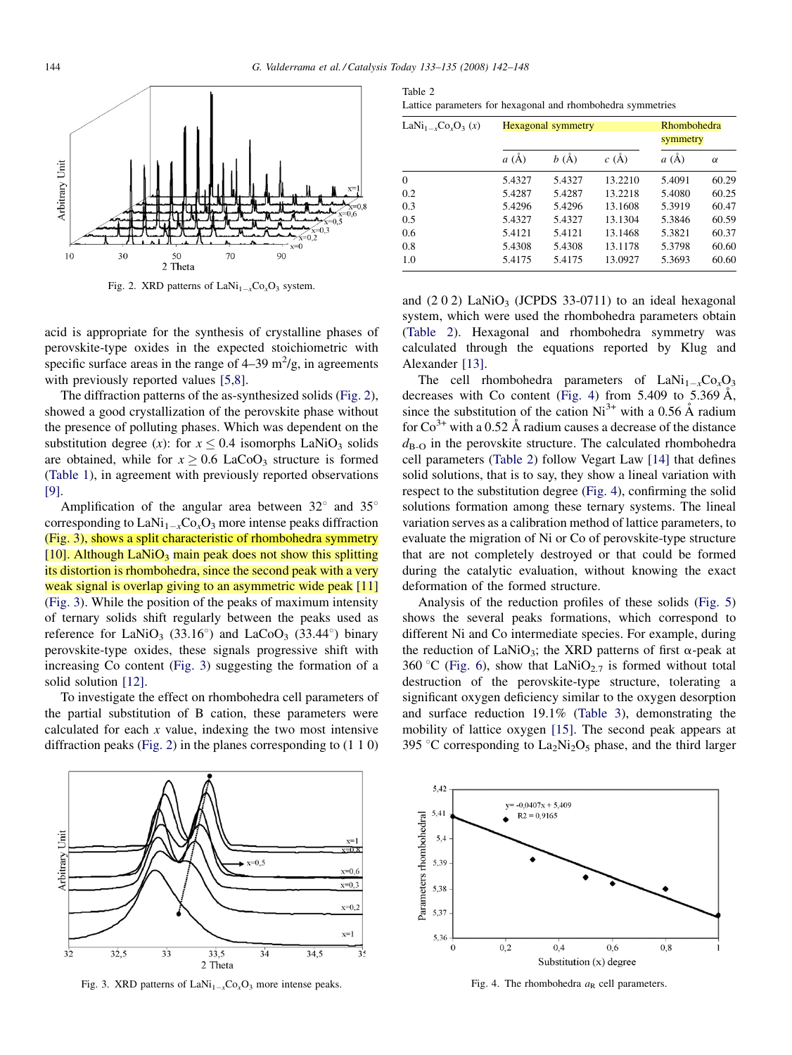Fig. 2. XRD patterns of $LaNi_{1-x}Co_xO_3$ system.

acid is appropriate for the synthesis of crystalline phases of perovskite-type oxides in the expected stoichiometric with specific surface areas in the range of 4–39 $m^2$/g, in agreements with previously reported values [5,8].

The diffraction patterns of the as-synthesized solids (Fig. 2), showed a good crystallization of the perovskite phase without the presence of polluting phases. Which was dependent on the substitution degree ($x$): for $x \leq 0.4$ isomorphs $LaNiO_3$ solids are obtained, while for $x \geq 0.6$ $LaCoO_3$ structure is formed (Table 1), in agreement with previously reported observations [9].

Amplification of the angular area between 32° and 35° corresponding to $LaNi_{1-x}Co_xO_3$ more intense peaks diffraction (Fig. 3), shows a split characteristic of rhombohedra symmetry [10]. Although $LaNiO_3$ main peak does not show this splitting its distortion is rhombohedra, since the second peak with a very weak signal is overlap giving to an asymmetric wide peak [11] (Fig. 3). While the position of the peaks of maximum intensity of ternary solids shift regularly between the peaks used as reference for $LaNiO_3$ (33.16°) and $LaCoO_3$ (33.44°) binary perovskite-type oxides, these signals progressive shift with increasing Co content (Fig. 3) suggesting the formation of a solid solution [12].

To investigate the effect on rhombohedra cell parameters of the partial substitution of B cation, these parameters were calculated for each $x$ value, indexing the two most intensive diffraction peaks (Fig. 2) in the planes corresponding to (1 1 0) and (2 0 2) $LaNiO_3$ (JCPDS 33-0711) to an ideal hexagonal system, which were used the rhombohedra parameters obtain (Table 2). Hexagonal and rhombohedra symmetry was calculated through the equations reported by Klug and Alexander [13].

Table 2
Lattice parameters for hexagonal and rhombohedra symmetries

| $LaNi_{1-x}Co_xO_3$ ($x$) | Hexagonal symmetry | | | Rhombohedra symmetry | |
|---|---|---|---|---|---|
| | $a$ (Å) | $b$ (Å) | $c$ (Å) | $a$ (Å) | $\alpha$ |
| 0 | 5.4327 | 5.4327 | 13.2210 | 5.4091 | 60.29 |
| 0.2 | 5.4287 | 5.4287 | 13.2218 | 5.4080 | 60.25 |
| 0.3 | 5.4296 | 5.4296 | 13.1608 | 5.3919 | 60.47 |
| 0.5 | 5.4327 | 5.4327 | 13.1304 | 5.3846 | 60.59 |
| 0.6 | 5.4121 | 5.4121 | 13.1468 | 5.3821 | 60.37 |
| 0.8 | 5.4308 | 5.4308 | 13.1178 | 5.3798 | 60.60 |
| 1.0 | 5.4175 | 5.4175 | 13.0927 | 5.3693 | 60.60 |

The cell rhombohedra parameters of $LaNi_{1-x}Co_xO_3$ decreases with Co content (Fig. 4) from 5.409 to 5.369 Å, since the substitution of the cation $Ni^{3+}$ with a 0.56 Å radium for $Co^{3+}$ with a 0.52 Å radium causes a decrease of the distance $d_{B-O}$ in the perovskite structure. The calculated rhombohedra cell parameters (Table 2) follow Vegart Law [14] that defines solid solutions, that is to say, they show a lineal variation with respect to the substitution degree (Fig. 4), confirming the solid solutions formation among these ternary systems. The lineal variation serves as a calibration method of lattice parameters, to evaluate the migration of Ni or Co of perovskite-type structure that are not completely destroyed or that could be formed during the catalytic evaluation, without knowing the exact deformation of the formed structure.

Analysis of the reduction profiles of these solids (Fig. 5) shows the several peaks formations, which correspond to different Ni and Co intermediate species. For example, during the reduction of $LaNiO_3$; the XRD patterns of first α-peak at 360 °C (Fig. 6), show that $LaNiO_{2.7}$ is formed without total destruction of the perovskite-type structure, tolerating a significant oxygen deficiency similar to the oxygen desorption and surface reduction 19.1% (Table 3), demonstrating the mobility of lattice oxygen [15]. The second peak appears at 395 °C corresponding to $La_2Ni_2O_5$ phase, and the third larger

Fig. 3. XRD patterns of $LaNi_{1-x}Co_xO_3$ more intense peaks.

Fig. 4. The rhombohedra $a_R$ cell parameters.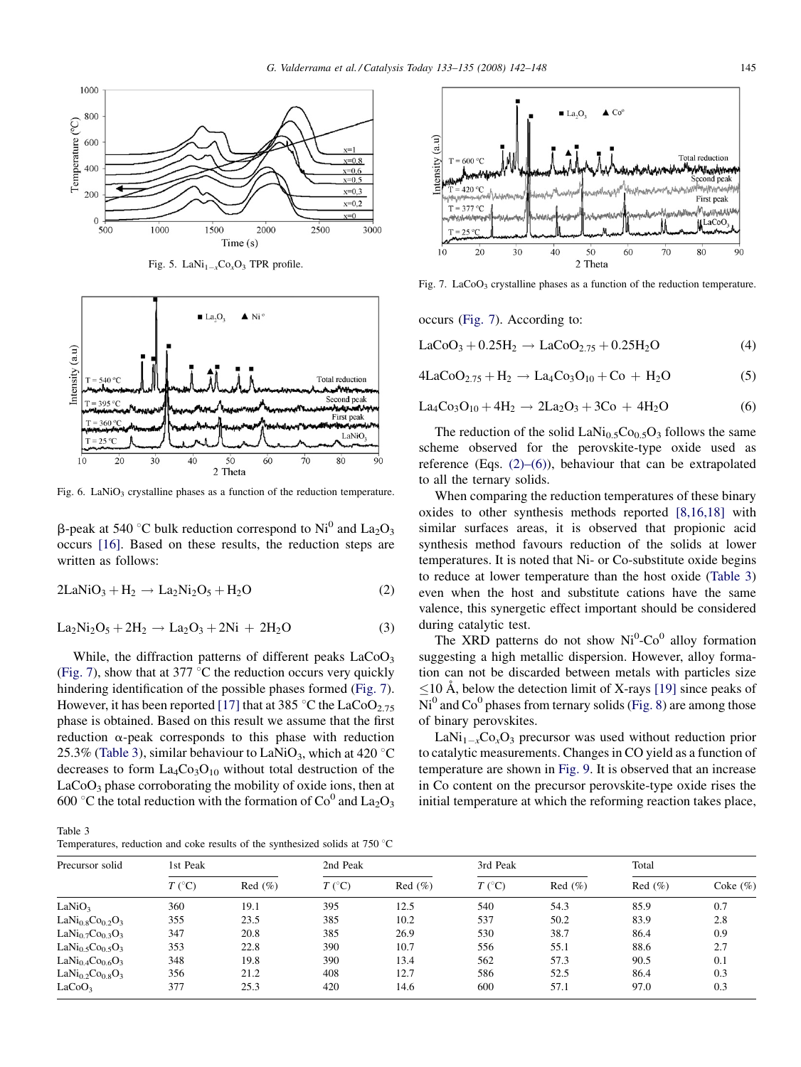Fig. 5. $LaNi_{1-x}Co_xO_3$ TPR profile.

Fig. 6. $LaNiO_3$ crystalline phases as a function of the reduction temperature.

β-peak at 540 °C bulk reduction correspond to $Ni^0$ and $La_2O_3$ occurs [16]. Based on these results, the reduction steps are written as follows:

$$2LaNiO_3 + H_2 \rightarrow La_2Ni_2O_5 + H_2O \tag{2}$$

$$La_2Ni_2O_5 + 2H_2 \rightarrow La_2O_3 + 2Ni + 2H_2O \tag{3}$$

While, the diffraction patterns of different peaks $LaCoO_3$ (Fig. 7), show that at 377 °C the reduction occurs very quickly hindering identification of the possible phases formed (Fig. 7). However, it has been reported [17] that at 385 °C the $LaCoO_{2.75}$ phase is obtained. Based on this result we assume that the first reduction α-peak corresponds to this phase with reduction 25.3% (Table 3), similar behaviour to $LaNiO_3$, which at 420 °C decreases to form $La_4Co_3O_{10}$ without total destruction of the $LaCoO_3$ phase corroborating the mobility of oxide ions, then at 600 °C the total reduction with the formation of $Co^0$ and $La_2O_3$ occurs (Fig. 7). According to:

Fig. 7. $LaCoO_3$ crystalline phases as a function of the reduction temperature.

$$LaCoO_3 + 0.25H_2 \rightarrow LaCoO_{2.75} + 0.25H_2O \tag{4}$$

$$4LaCoO_{2.75} + H_2 \rightarrow La_4Co_3O_{10} + Co + H_2O \tag{5}$$

$$La_4Co_3O_{10} + 4H_2 \rightarrow 2La_2O_3 + 3Co + 4H_2O \tag{6}$$

The reduction of the solid $LaNi_{0.5}Co_{0.5}O_3$ follows the same scheme observed for the perovskite-type oxide used as reference (Eqs. (2)–(6)), behaviour that can be extrapolated to all the ternary solids.

When comparing the reduction temperatures of these binary oxides to other synthesis methods reported [8,16,18] with similar surfaces areas, it is observed that propionic acid synthesis method favours reduction of the solids at lower temperatures. It is noted that Ni- or Co-substitute oxide begins to reduce at lower temperature than the host oxide (Table 3) even when the host and substitute cations have the same valence, this synergetic effect important should be considered during catalytic test.

The XRD patterns do not show $Ni^0$-$Co^0$ alloy formation suggesting a high metallic dispersion. However, alloy formation can not be discarded between metals with particles size ≤10 Å, below the detection limit of X-rays [19] since peaks of $Ni^0$ and $Co^0$ phases from ternary solids (Fig. 8) are among those of binary perovskites.

$LaNi_{1-x}Co_xO_3$ precursor was used without reduction prior to catalytic measurements. Changes in CO yield as a function of temperature are shown in Fig. 9. It is observed that an increase in Co content on the precursor perovskite-type oxide rises the initial temperature at which the reforming reaction takes place,

Table 3
Temperatures, reduction and coke results of the synthesized solids at 750 °C

| Precursor solid | 1st Peak | | 2nd Peak | | 3rd Peak | | Total | |
|---|---|---|---|---|---|---|---|---|
| | T (°C) | Red (%) | T (°C) | Red (%) | T (°C) | Red (%) | Red (%) | Coke (%) |
| $LaNiO_3$ | 360 | 19.1 | 395 | 12.5 | 540 | 54.3 | 85.9 | 0.7 |
| $LaNi_{0.8}Co_{0.2}O_3$ | 355 | 23.5 | 385 | 10.2 | 537 | 50.2 | 83.9 | 2.8 |
| $LaNi_{0.7}Co_{0.3}O_3$ | 347 | 20.8 | 385 | 26.9 | 530 | 38.7 | 86.4 | 0.9 |
| $LaNi_{0.5}Co_{0.5}O_3$ | 353 | 22.8 | 390 | 10.7 | 556 | 55.1 | 88.6 | 2.7 |
| $LaNi_{0.4}Co_{0.6}O_3$ | 348 | 19.8 | 390 | 13.4 | 562 | 57.3 | 90.5 | 0.1 |
| $LaNi_{0.2}Co_{0.8}O_3$ | 356 | 21.2 | 408 | 12.7 | 586 | 52.5 | 86.4 | 0.3 |
| $LaCoO_3$ | 377 | 25.3 | 420 | 14.6 | 600 | 57.1 | 97.0 | 0.3 |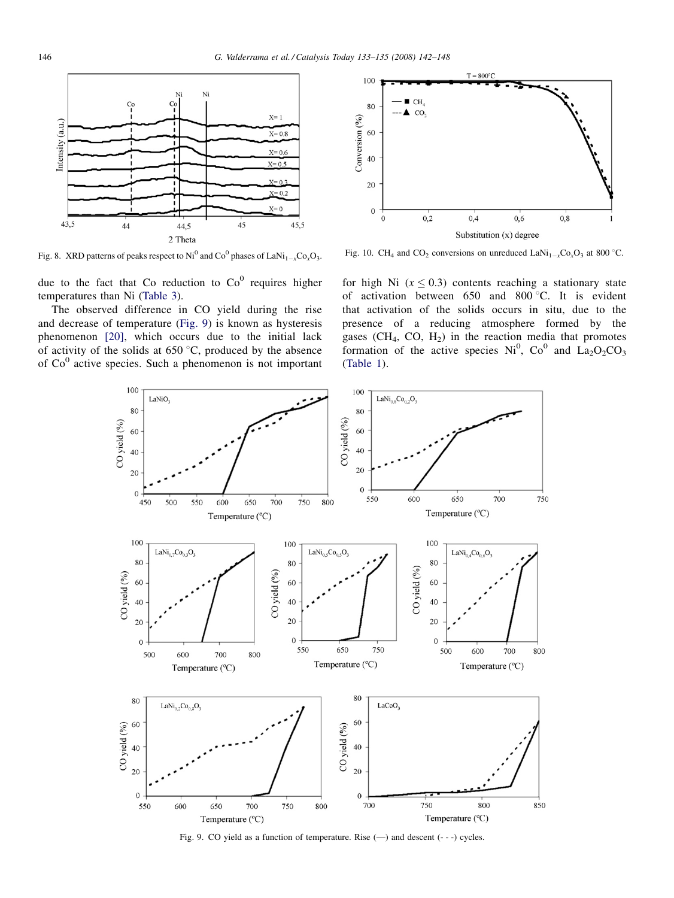Fig. 8. XRD patterns of peaks respect to $Ni^0$ and $Co^0$ phases of $LaNi_{1-x}Co_xO_3$.

Fig. 10. $CH_4$ and $CO_2$ conversions on unreduced $LaNi_{1-x}Co_xO_3$ at 800 °C.

due to the fact that Co reduction to $Co^0$ requires higher temperatures than Ni (Table 3).

The observed difference in CO yield during the rise and decrease of temperature (Fig. 9) is known as hysteresis phenomenon [20], which occurs due to the initial lack of activity of the solids at 650 °C, produced by the absence of $Co^0$ active species. Such a phenomenon is not important for high Ni ($x \leq 0.3$) contents reaching a stationary state of activation between 650 and 800 °C. It is evident that activation of the solids occurs in situ, due to the presence of a reducing atmosphere formed by the gases ($CH_4$, CO, $H_2$) in the reaction media that promotes formation of the active species $Ni^0$, $Co^0$ and $La_2O_2CO_3$ (Table 1).

Fig. 9. CO yield as a function of temperature. Rise (—) and descent (- - -) cycles.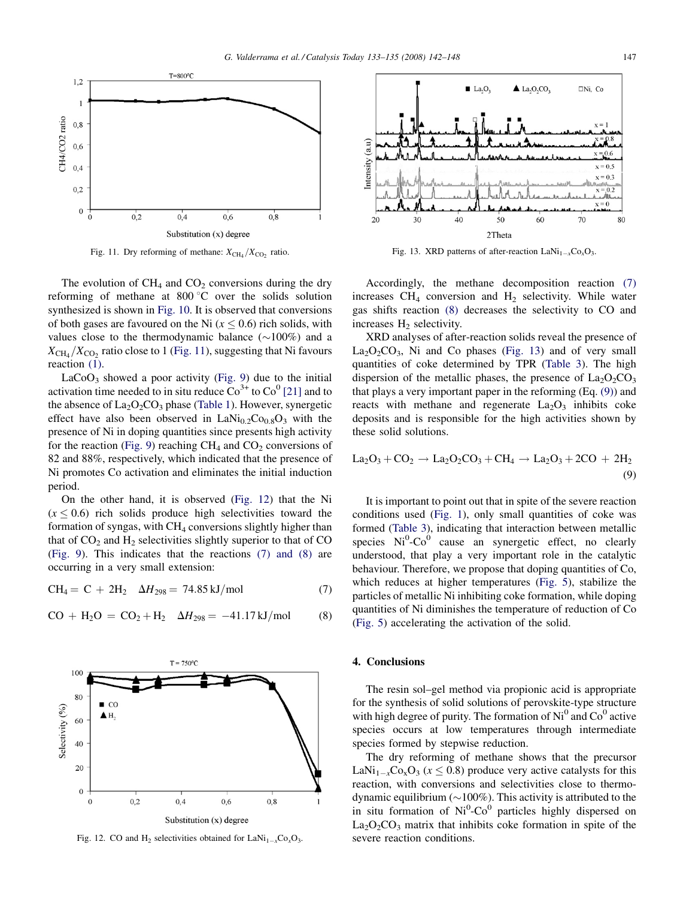Fig. 11. Dry reforming of methane: $X_{CH_4}/X_{CO_2}$ ratio.

Fig. 13. XRD patterns of after-reaction $LaNi_{1-x}Co_xO_3$.

The evolution of $CH_4$ and $CO_2$ conversions during the dry reforming of methane at 800 °C over the solids solution synthesized is shown in Fig. 10. It is observed that conversions of both gases are favoured on the Ni ($x \leq 0.6$) rich solids, with values close to the thermodynamic balance (~100%) and a $X_{CH_4}/X_{CO_2}$ ratio close to 1 (Fig. 11), suggesting that Ni favours reaction (1).

$LaCoO_3$ showed a poor activity (Fig. 9) due to the initial activation time needed to in situ reduce $Co^{3+}$ to $Co^0$ [21] and to the absence of $La_2O_2CO_3$ phase (Table 1). However, synergetic effect have also been observed in $LaNi_{0.2}Co_{0.8}O_3$ with the presence of Ni in doping quantities since presents high activity for the reaction (Fig. 9) reaching $CH_4$ and $CO_2$ conversions of 82 and 88%, respectively, which indicated that the presence of Ni promotes Co activation and eliminates the initial induction period.

On the other hand, it is observed (Fig. 12) that the Ni ($x \leq 0.6$) rich solids produce high selectivities toward the formation of syngas, with $CH_4$ conversions slightly higher than that of $CO_2$ and $H_2$ selectivities slightly superior to that of CO (Fig. 9). This indicates that the reactions (7) and (8) are occurring in a very small extension:

$$CH_4 = C + 2H_2 \quad \Delta H_{298} = 74.85\,\text{kJ/mol} \tag{7}$$

$$CO + H_2O = CO_2 + H_2 \quad \Delta H_{298} = -41.17\,\text{kJ/mol} \tag{8}$$

Fig. 12. CO and $H_2$ selectivities obtained for $LaNi_{1-x}Co_xO_3$.

Accordingly, the methane decomposition reaction (7) increases $CH_4$ conversion and $H_2$ selectivity. While water gas shifts reaction (8) decreases the selectivity to CO and increases $H_2$ selectivity.

XRD analyses of after-reaction solids reveal the presence of $La_2O_2CO_3$, Ni and Co phases (Fig. 13) and of very small quantities of coke determined by TPR (Table 3). The high dispersion of the metallic phases, the presence of $La_2O_2CO_3$ that plays a very important paper in the reforming (Eq. (9)) and reacts with methane and regenerate $La_2O_3$ inhibits coke deposits and is responsible for the high activities shown by these solid solutions.

$$La_2O_3 + CO_2 \rightarrow La_2O_2CO_3 + CH_4 \rightarrow La_2O_3 + 2CO + 2H_2 \tag{9}$$

It is important to point out that in spite of the severe reaction conditions used (Fig. 1), only small quantities of coke was formed (Table 3), indicating that interaction between metallic species $Ni^0$-$Co^0$ cause an synergetic effect, no clearly understood, that play a very important role in the catalytic behaviour. Therefore, we propose that doping quantities of Co, which reduces at higher temperatures (Fig. 5), stabilize the particles of metallic Ni inhibiting coke formation, while doping quantities of Ni diminishes the temperature of reduction of Co (Fig. 5) accelerating the activation of the solid.

## 4. Conclusions

The resin sol–gel method via propionic acid is appropriate for the synthesis of solid solutions of perovskite-type structure with high degree of purity. The formation of $Ni^0$ and $Co^0$ active species occurs at low temperatures through intermediate species formed by stepwise reduction.

The dry reforming of methane shows that the precursor $LaNi_{1-x}Co_xO_3$ ($x \leq 0.8$) produce very active catalysts for this reaction, with conversions and selectivities close to thermodynamic equilibrium (~100%). This activity is attributed to the in situ formation of $Ni^0$-$Co^0$ particles highly dispersed on $La_2O_2CO_3$ matrix that inhibits coke formation in spite of the severe reaction conditions.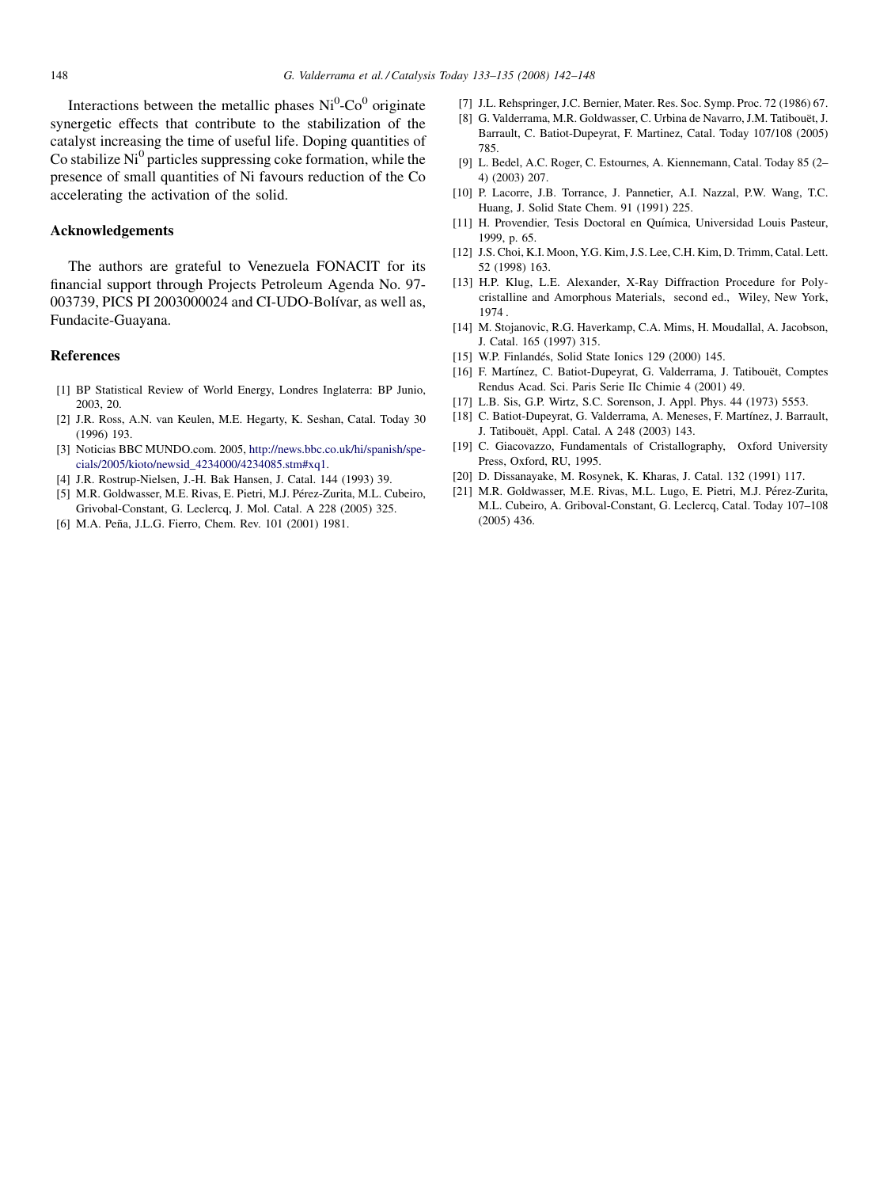Interactions between the metallic phases $Ni^0$-$Co^0$ originate synergetic effects that contribute to the stabilization of the catalyst increasing the time of useful life. Doping quantities of Co stabilize $Ni^0$ particles suppressing coke formation, while the presence of small quantities of Ni favours reduction of the Co accelerating the activation of the solid.

## Acknowledgements

The authors are grateful to Venezuela FONACIT for its financial support through Projects Petroleum Agenda No. 97-003739, PICS PI 2003000024 and CI-UDO-Bolívar, as well as, Fundacite-Guayana.

## References

[1] BP Statistical Review of World Energy, Londres Inglaterra: BP Junio, 2003, 20.

[2] J.R. Ross, A.N. van Keulen, M.E. Hegarty, K. Seshan, Catal. Today 30 (1996) 193.

[3] Noticias BBC MUNDO.com. 2005, http://news.bbc.co.uk/hi/spanish/specials/2005/kioto/newsid_4234000/4234085.stm#xq1.

[4] J.R. Rostrup-Nielsen, J.-H. Bak Hansen, J. Catal. 144 (1993) 39.

[5] M.R. Goldwasser, M.E. Rivas, E. Pietri, M.J. Pérez-Zurita, M.L. Cubeiro, Grivobal-Constant, G. Leclercq, J. Mol. Catal. A 228 (2005) 325.

[6] M.A. Peña, J.L.G. Fierro, Chem. Rev. 101 (2001) 1981.

[7] J.L. Rehspringer, J.C. Bernier, Mater. Res. Soc. Symp. Proc. 72 (1986) 67.

[8] G. Valderrama, M.R. Goldwasser, C. Urbina de Navarro, J.M. Tatibouët, J. Barrault, C. Batiot-Dupeyrat, F. Martinez, Catal. Today 107/108 (2005) 785.

[9] L. Bedel, A.C. Roger, C. Estournes, A. Kiennemann, Catal. Today 85 (2–4) (2003) 207.

[10] P. Lacorre, J.B. Torrance, J. Pannetier, A.I. Nazzal, P.W. Wang, T.C. Huang, J. Solid State Chem. 91 (1991) 225.

[11] H. Provendier, Tesis Doctoral en Química, Universidad Louis Pasteur, 1999, p. 65.

[12] J.S. Choi, K.I. Moon, Y.G. Kim, J.S. Lee, C.H. Kim, D. Trimm, Catal. Lett. 52 (1998) 163.

[13] H.P. Klug, L.E. Alexander, X-Ray Diffraction Procedure for Polycristalline and Amorphous Materials, second ed., Wiley, New York, 1974 .

[14] M. Stojanovic, R.G. Haverkamp, C.A. Mims, H. Moudallal, A. Jacobson, J. Catal. 165 (1997) 315.

[15] W.P. Finlandés, Solid State Ionics 129 (2000) 145.

[16] F. Martínez, C. Batiot-Dupeyrat, G. Valderrama, J. Tatibouët, Comptes Rendus Acad. Sci. Paris Serie IIc Chimie 4 (2001) 49.

[17] L.B. Sis, G.P. Wirtz, S.C. Sorenson, J. Appl. Phys. 44 (1973) 5553.

[18] C. Batiot-Dupeyrat, G. Valderrama, A. Meneses, F. Martínez, J. Barrault, J. Tatibouët, Appl. Catal. A 248 (2003) 143.

[19] C. Giacovazzo, Fundamentals of Cristallography, Oxford University Press, Oxford, RU, 1995.

[20] D. Dissanayake, M. Rosynek, K. Kharas, J. Catal. 132 (1991) 117.

[21] M.R. Goldwasser, M.E. Rivas, M.L. Lugo, E. Pietri, M.J. Pérez-Zurita, M.L. Cubeiro, A. Griboval-Constant, G. Leclercq, Catal. Today 107–108 (2005) 436.